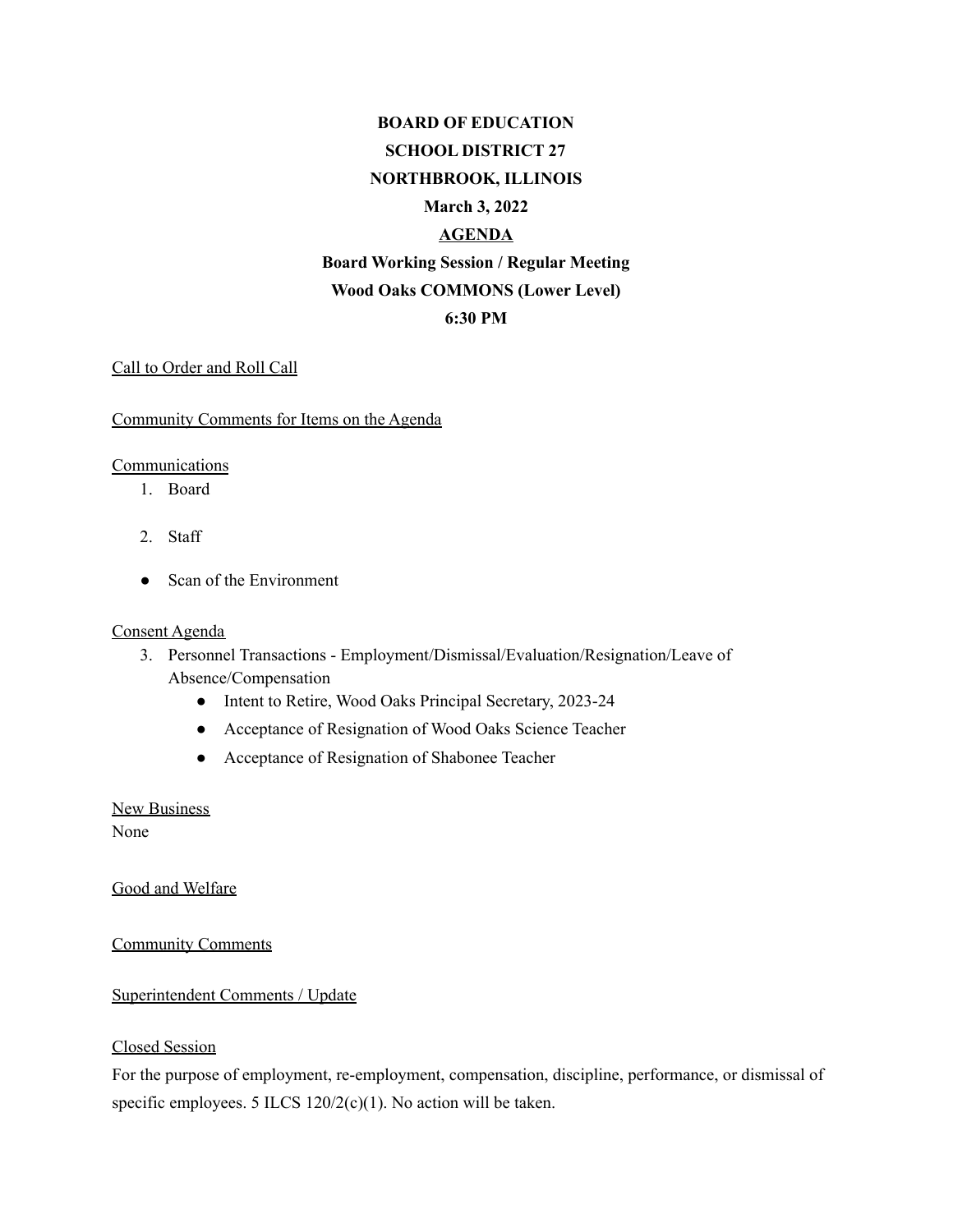**BOARD OF EDUCATION**

**SCHOOL DISTRICT 27**

**NORTHBROOK, ILLINOIS**

**March 3, 2022**

**AGENDA**

**Board Working Session / Regular Meeting**

**Wood Oaks COMMONS (Lower Level)**

**6:30 PM**

Call to Order and Roll Call

Community Comments for Items on the Agenda

Communications

1. Board
2. Staff

- Scan of the Environment

Consent Agenda

3. Personnel Transactions - Employment/Dismissal/Evaluation/Resignation/Leave of Absence/Compensation
   - Intent to Retire, Wood Oaks Principal Secretary, 2023-24
   - Acceptance of Resignation of Wood Oaks Science Teacher
   - Acceptance of Resignation of Shabonee Teacher

New Business

None

Good and Welfare

Community Comments

Superintendent Comments / Update

Closed Session

For the purpose of employment, re-employment, compensation, discipline, performance, or dismissal of specific employees. 5 ILCS 120/2(c)(1). No action will be taken.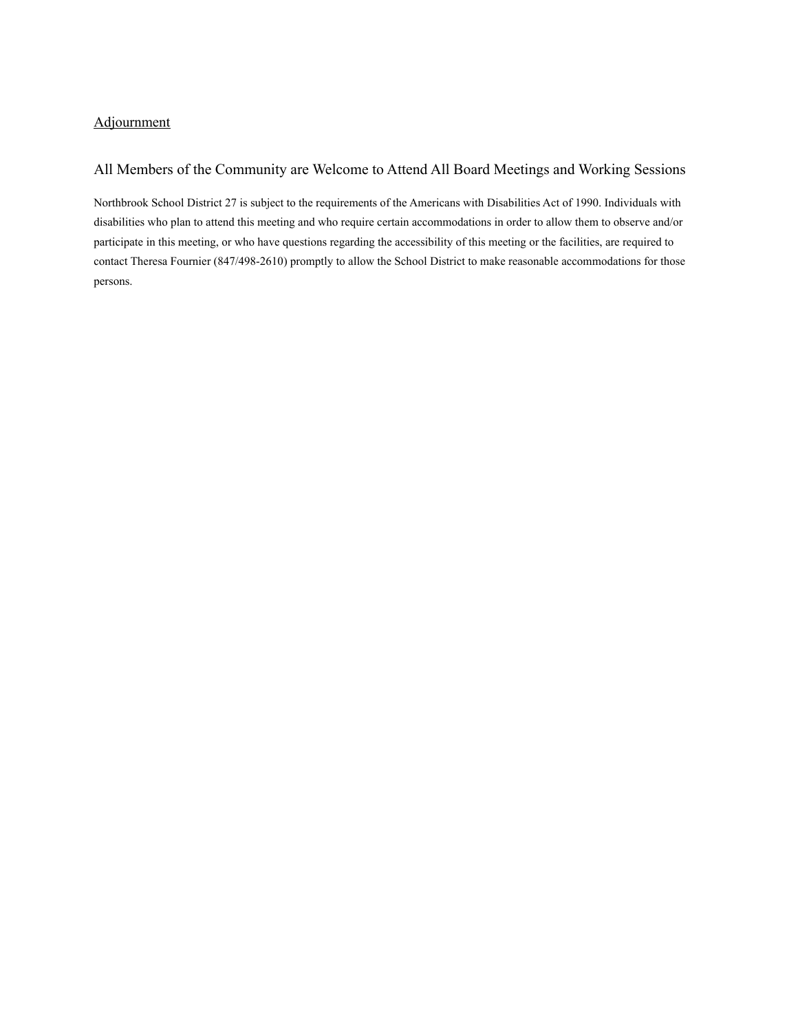Adjournment

## All Members of the Community are Welcome to Attend All Board Meetings and Working Sessions

Northbrook School District 27 is subject to the requirements of the Americans with Disabilities Act of 1990. Individuals with disabilities who plan to attend this meeting and who require certain accommodations in order to allow them to observe and/or participate in this meeting, or who have questions regarding the accessibility of this meeting or the facilities, are required to contact Theresa Fournier (847/498-2610) promptly to allow the School District to make reasonable accommodations for those persons.